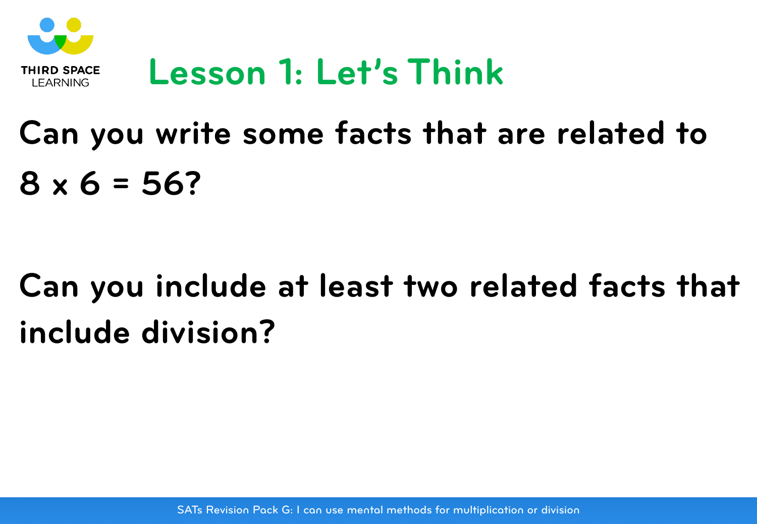# Lesson 1: Let's Think

**Can you write some facts that are related to $8 \times 6 = 56$?**

**Can you include at least two related facts that include division?**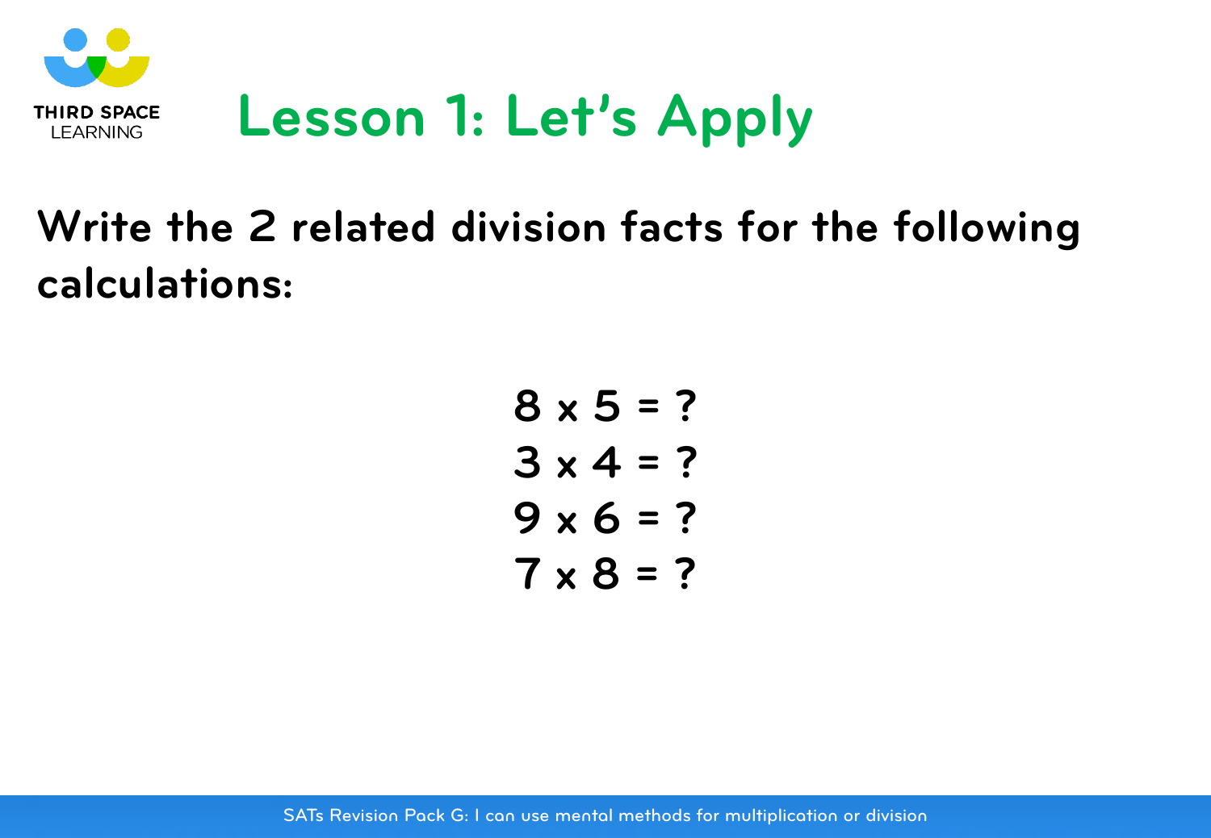# Lesson 1: Let's Apply

**Write the 2 related division facts for the following calculations:**

$$8 \times 5 = ?$$

$$3 \times 4 = ?$$

$$9 \times 6 = ?$$

$$7 \times 8 = ?$$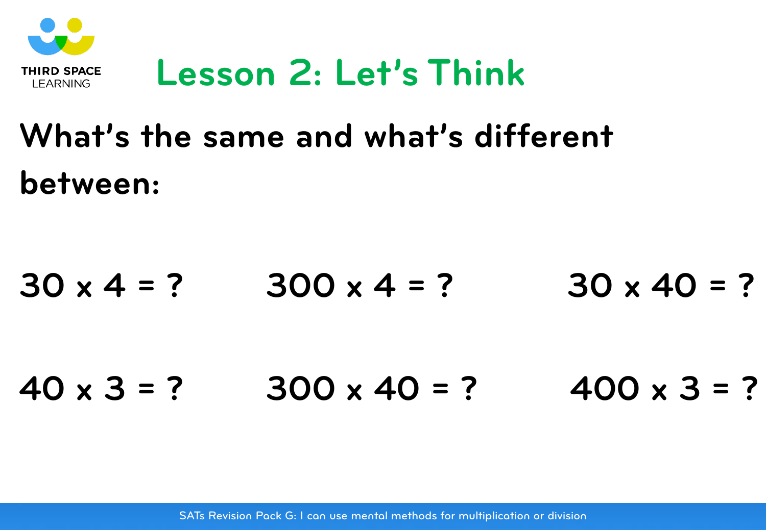# Lesson 2: Let's Think

## What's the same and what's different between:

$30 \times 4 = ?$ $\quad$ $300 \times 4 = ?$ $\quad$ $30 \times 40 = ?$

$40 \times 3 = ?$ $\quad$ $300 \times 40 = ?$ $\quad$ $400 \times 3 = ?$

SATs Revision Pack G: I can use mental methods for multiplication or division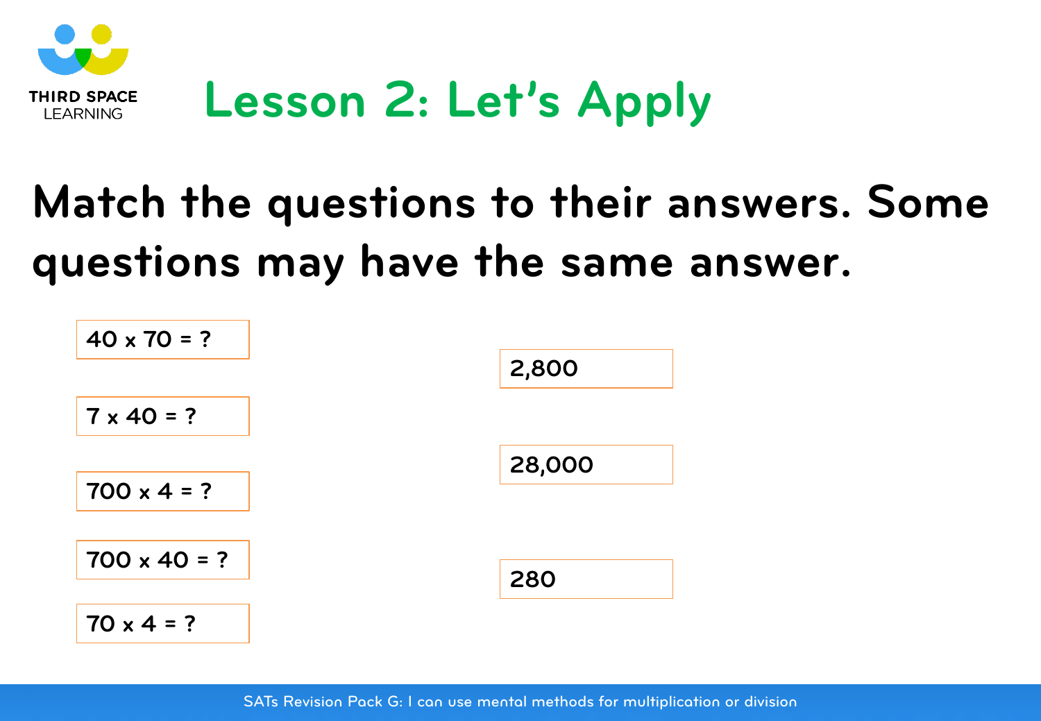# Lesson 2: Let's Apply

## Match the questions to their answers. Some questions may have the same answer.

| Questions | Answers |
| --- | --- |
| 40 x 70 = ? | 2,800 |
| 7 x 40 = ? | 28,000 |
| 700 x 4 = ? | 280 |
| 700 x 40 = ? | |
| 70 x 4 = ? | |

SATs Revision Pack G: I can use mental methods for multiplication or division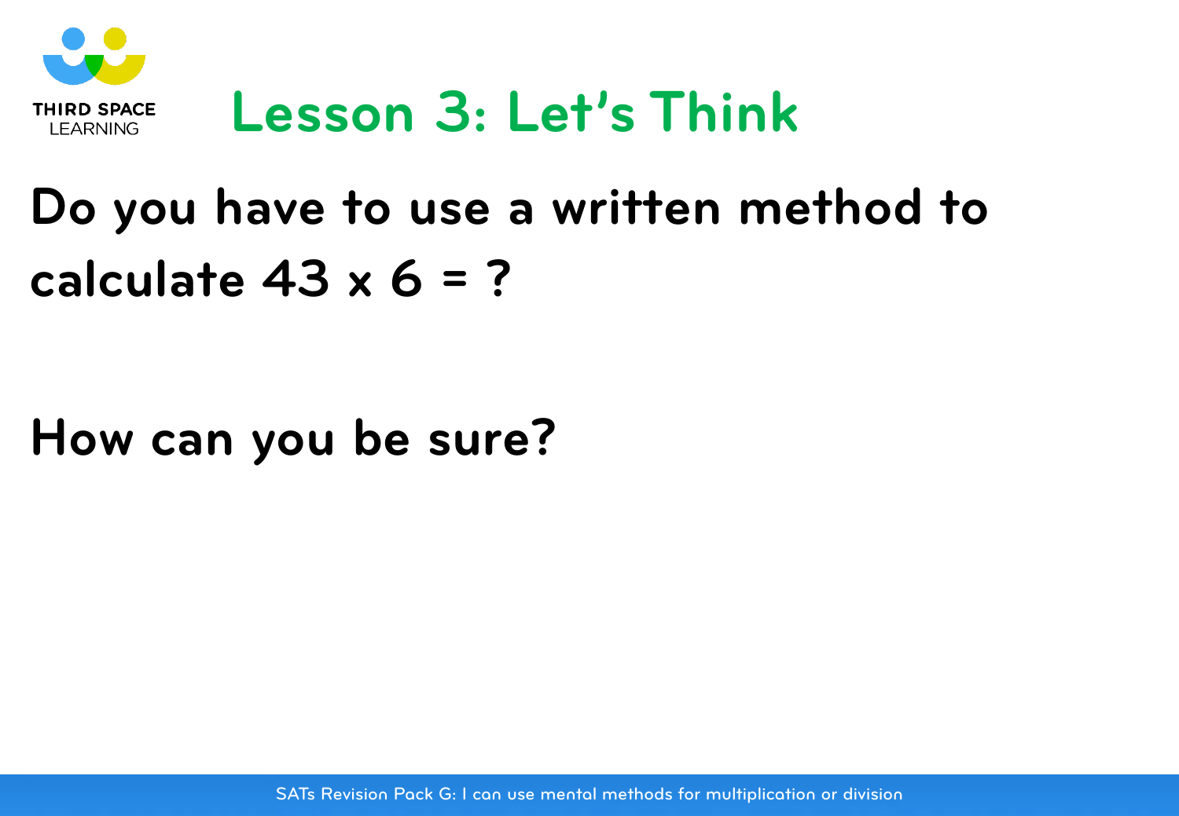# Lesson 3: Let's Think

Do you have to use a written method to calculate $43 \times 6 = ?$

How can you be sure?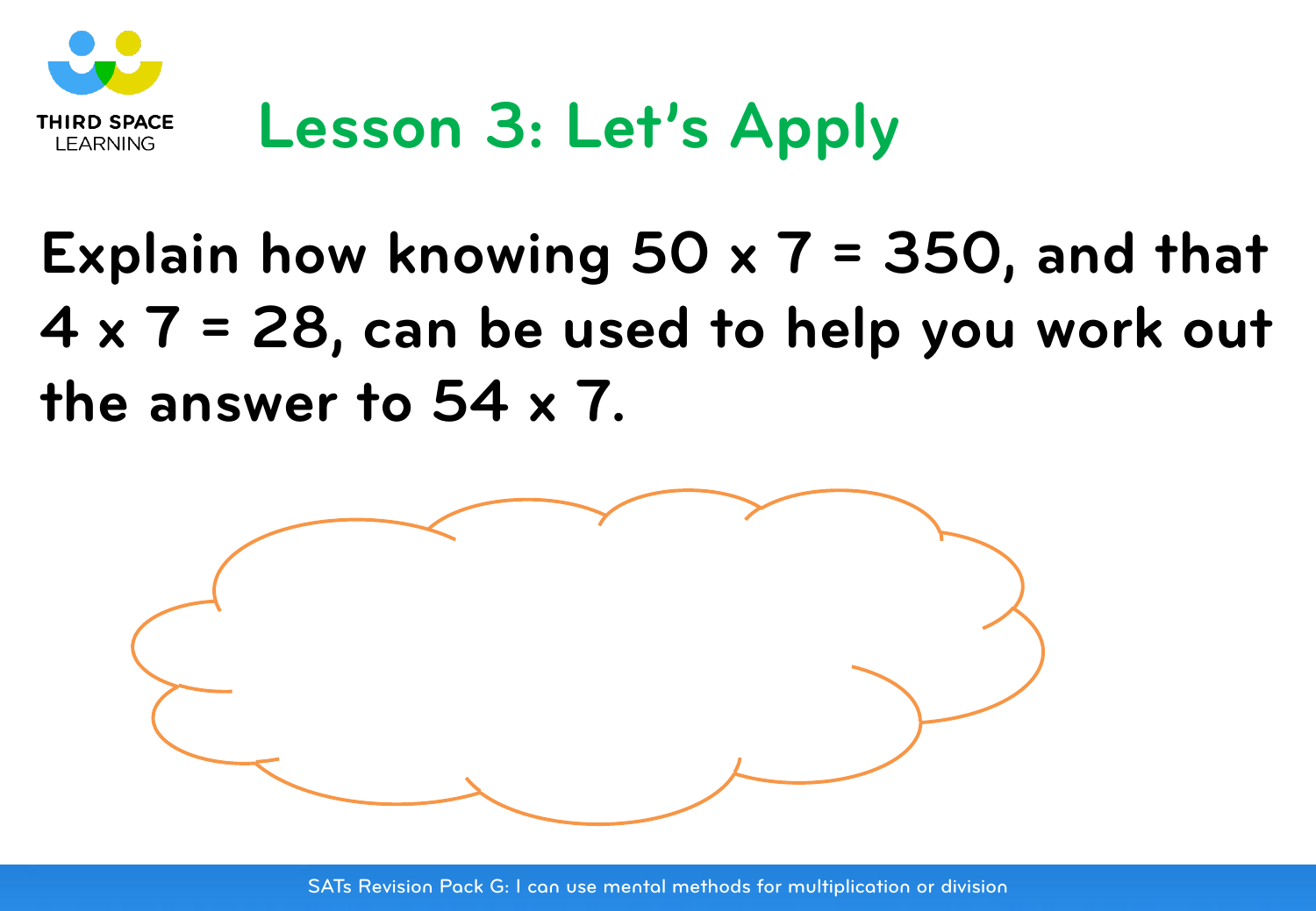# Lesson 3: Let's Apply

Explain how knowing $50 \times 7 = 350$, and that $4 \times 7 = 28$, can be used to help you work out the answer to $54 \times 7$.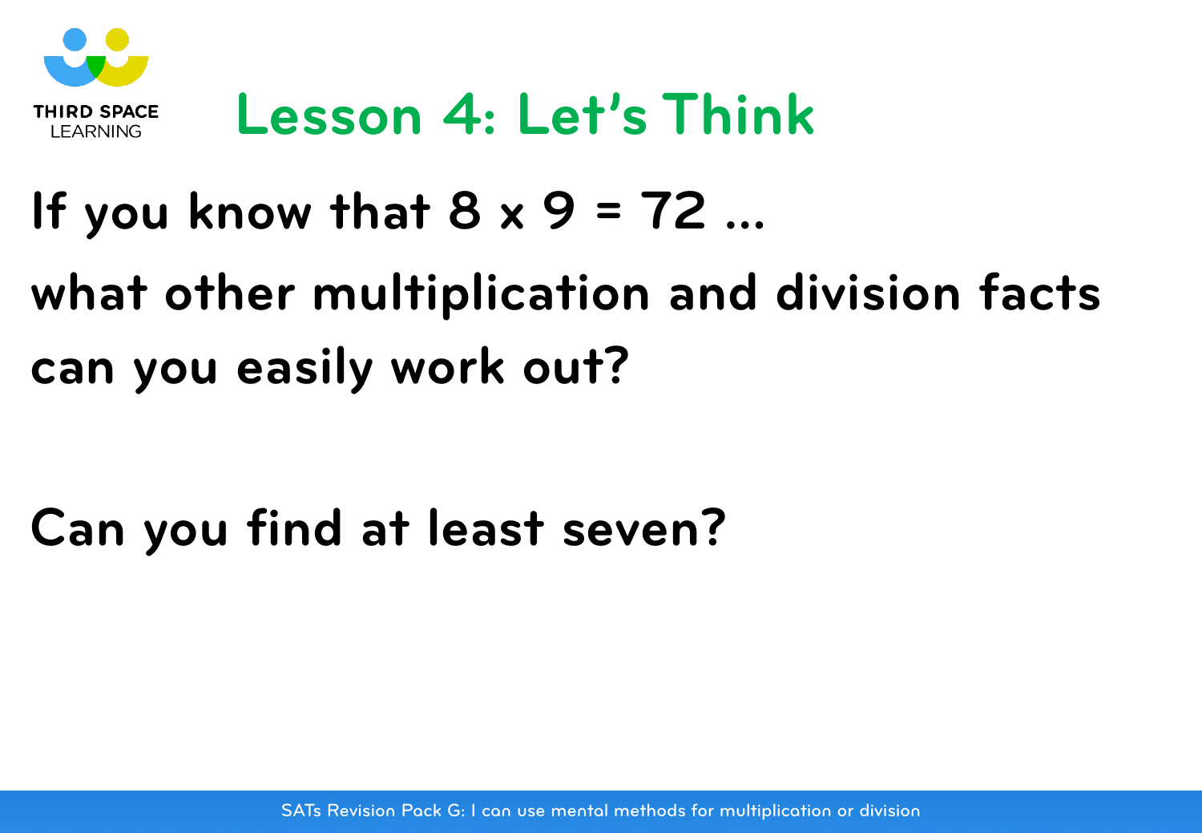# Lesson 4: Let's Think

If you know that $8 \times 9 = 72$ …

what other multiplication and division facts can you easily work out?

Can you find at least seven?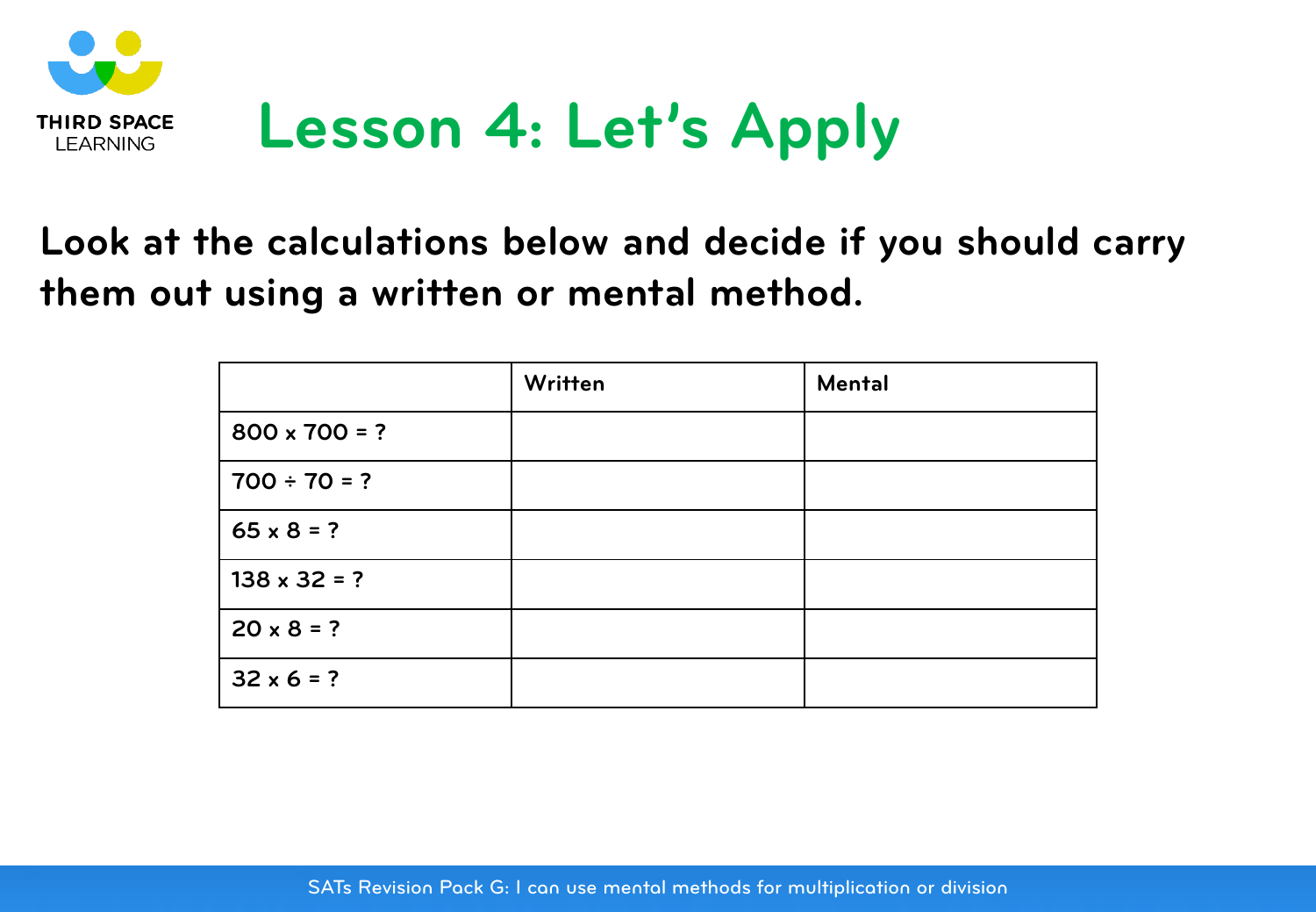# Lesson 4: Let's Apply

**Look at the calculations below and decide if you should carry them out using a written or mental method.**

| | Written | Mental |
|---|---|---|
| 800 x 700 = ? | | |
| 700 ÷ 70 = ? | | |
| 65 x 8 = ? | | |
| 138 x 32 = ? | | |
| 20 x 8 = ? | | |
| 32 x 6 = ? | | |